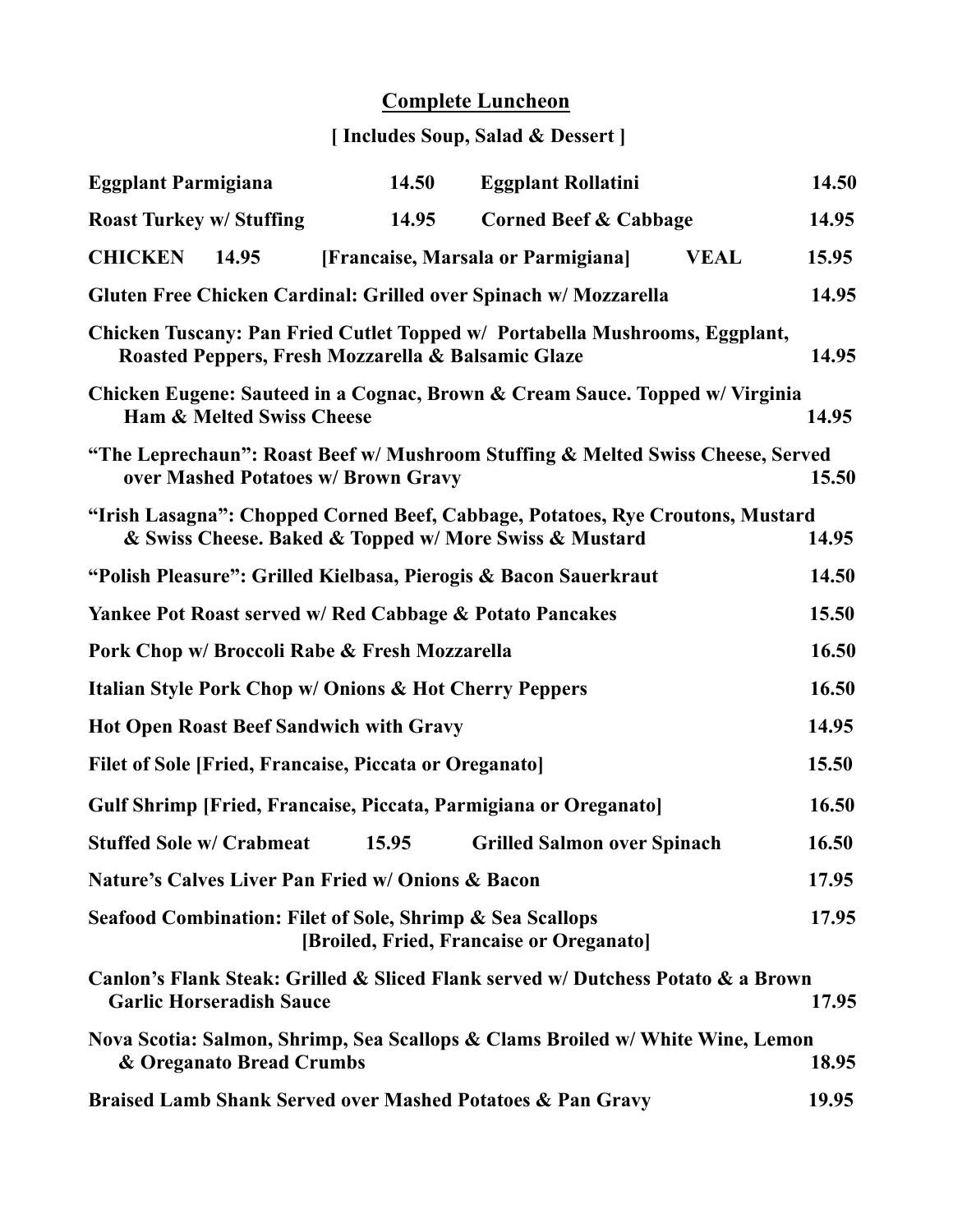## Complete Luncheon

**[ Includes Soup, Salad & Dessert ]**

| | | | |
|---|---|---|---|
| **Eggplant Parmigiana** | **14.50** | **Eggplant Rollatini** | **14.50** |
| **Roast Turkey w/ Stuffing** | **14.95** | **Corned Beef & Cabbage** | **14.95** |
| **CHICKEN 14.95** | **[Francaise, Marsala or Parmigiana]** | **VEAL** | **15.95** |

**Gluten Free Chicken Cardinal: Grilled over Spinach w/ Mozzarella** — **14.95**

**Chicken Tuscany: Pan Fried Cutlet Topped w/ Portabella Mushrooms, Eggplant, Roasted Peppers, Fresh Mozzarella & Balsamic Glaze** — **14.95**

**Chicken Eugene: Sauteed in a Cognac, Brown & Cream Sauce. Topped w/ Virginia Ham & Melted Swiss Cheese** — **14.95**

**"The Leprechaun": Roast Beef w/ Mushroom Stuffing & Melted Swiss Cheese, Served over Mashed Potatoes w/ Brown Gravy** — **15.50**

**"Irish Lasagna": Chopped Corned Beef, Cabbage, Potatoes, Rye Croutons, Mustard & Swiss Cheese. Baked & Topped w/ More Swiss & Mustard** — **14.95**

**"Polish Pleasure": Grilled Kielbasa, Pierogis & Bacon Sauerkraut** — **14.50**

**Yankee Pot Roast served w/ Red Cabbage & Potato Pancakes** — **15.50**

**Pork Chop w/ Broccoli Rabe & Fresh Mozzarella** — **16.50**

**Italian Style Pork Chop w/ Onions & Hot Cherry Peppers** — **16.50**

**Hot Open Roast Beef Sandwich with Gravy** — **14.95**

**Filet of Sole [Fried, Francaise, Piccata or Oreganato]** — **15.50**

**Gulf Shrimp [Fried, Francaise, Piccata, Parmigiana or Oreganato]** — **16.50**

**Stuffed Sole w/ Crabmeat** — **15.95** | **Grilled Salmon over Spinach** — **16.50**

**Nature's Calves Liver Pan Fried w/ Onions & Bacon** — **17.95**

**Seafood Combination: Filet of Sole, Shrimp & Sea Scallops [Broiled, Fried, Francaise or Oreganato]** — **17.95**

**Canlon's Flank Steak: Grilled & Sliced Flank served w/ Dutchess Potato & a Brown Garlic Horseradish Sauce** — **17.95**

**Nova Scotia: Salmon, Shrimp, Sea Scallops & Clams Broiled w/ White Wine, Lemon & Oreganato Bread Crumbs** — **18.95**

**Braised Lamb Shank Served over Mashed Potatoes & Pan Gravy** — **19.95**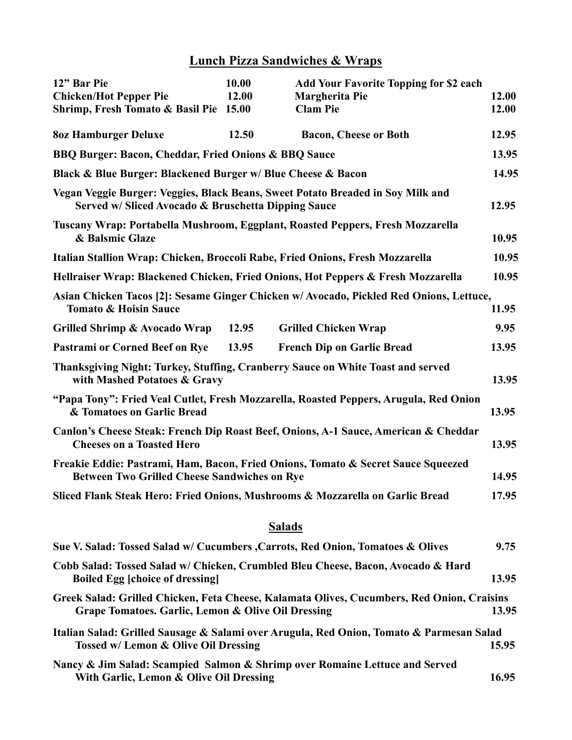## Lunch Pizza Sandwiches & Wraps

| | | | |
|---|---|---|---|
| **12" Bar Pie** | **10.00** | **Add Your Favorite Topping for $2 each** | |
| **Chicken/Hot Pepper Pie** | **12.00** | **Margherita Pie** | **12.00** |
| **Shrimp, Fresh Tomato & Basil Pie** | **15.00** | **Clam Pie** | **12.00** |
| **8oz Hamburger Deluxe** | **12.50** | **Bacon, Cheese or Both** | **12.95** |

**BBQ Burger: Bacon, Cheddar, Fried Onions & BBQ Sauce** **13.95**

**Black & Blue Burger: Blackened Burger w/ Blue Cheese & Bacon** **14.95**

**Vegan Veggie Burger: Veggies, Black Beans, Sweet Potato Breaded in Soy Milk and Served w/ Sliced Avocado & Bruschetta Dipping Sauce** **12.95**

**Tuscany Wrap: Portabella Mushroom, Eggplant, Roasted Peppers, Fresh Mozzarella & Balsmic Glaze** **10.95**

**Italian Stallion Wrap: Chicken, Broccoli Rabe, Fried Onions, Fresh Mozzarella** **10.95**

**Hellraiser Wrap: Blackened Chicken, Fried Onions, Hot Peppers & Fresh Mozzarella** **10.95**

**Asian Chicken Tacos [2]: Sesame Ginger Chicken w/ Avocado, Pickled Red Onions, Lettuce, Tomato & Hoisin Sauce** **11.95**

| | | | |
|---|---|---|---|
| **Grilled Shrimp & Avocado Wrap** | **12.95** | **Grilled Chicken Wrap** | **9.95** |
| **Pastrami or Corned Beef on Rye** | **13.95** | **French Dip on Garlic Bread** | **13.95** |

**Thanksgiving Night: Turkey, Stuffing, Cranberry Sauce on White Toast and served with Mashed Potatoes & Gravy** **13.95**

**"Papa Tony": Fried Veal Cutlet, Fresh Mozzarella, Roasted Peppers, Arugula, Red Onion & Tomatoes on Garlic Bread** **13.95**

**Canlon's Cheese Steak: French Dip Roast Beef, Onions, A-1 Sauce, American & Cheddar Cheeses on a Toasted Hero** **13.95**

**Freakie Eddie: Pastrami, Ham, Bacon, Fried Onions, Tomato & Secret Sauce Squeezed Between Two Grilled Cheese Sandwiches on Rye** **14.95**

**Sliced Flank Steak Hero: Fried Onions, Mushrooms & Mozzarella on Garlic Bread** **17.95**

## Salads

**Sue V. Salad: Tossed Salad w/ Cucumbers ,Carrots, Red Onion, Tomatoes & Olives** **9.75**

**Cobb Salad: Tossed Salad w/ Chicken, Crumbled Bleu Cheese, Bacon, Avocado & Hard Boiled Egg [choice of dressing]** **13.95**

**Greek Salad: Grilled Chicken, Feta Cheese, Kalamata Olives, Cucumbers, Red Onion, Craisins Grape Tomatoes. Garlic, Lemon & Olive Oil Dressing** **13.95**

**Italian Salad: Grilled Sausage & Salami over Arugula, Red Onion, Tomato & Parmesan Salad Tossed w/ Lemon & Olive Oil Dressing** **15.95**

**Nancy & Jim Salad: Scampied Salmon & Shrimp over Romaine Lettuce and Served With Garlic, Lemon & Olive Oil Dressing** **16.95**